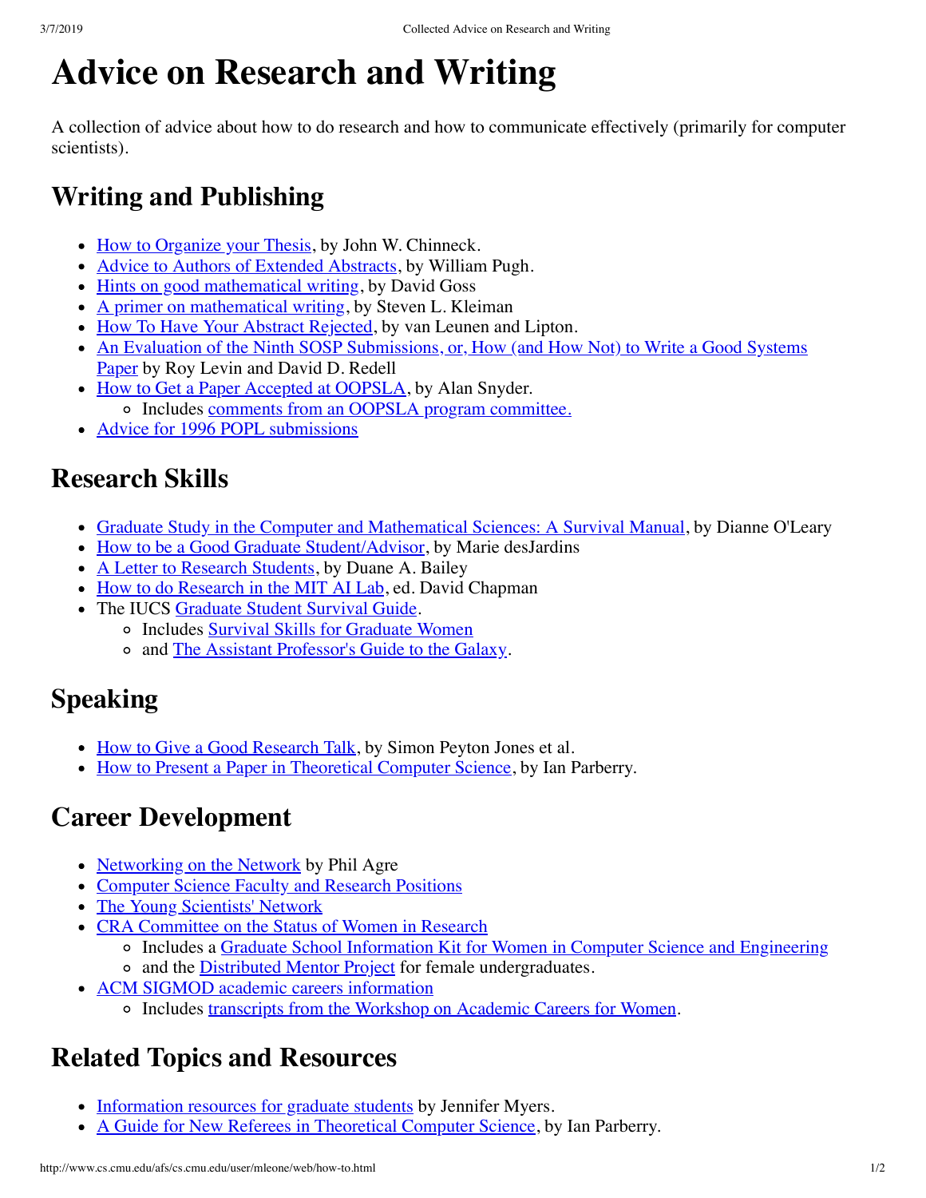# Advice on Research and Writing

A collection of advice about how to do research and how to communicate effectively (primarily for computer scientists).

## Writing and Publishing

- How to Organize your Thesis, by John W. Chinneck.
- Advice to Authors of Extended Abstracts, by William Pugh.
- Hints on good mathematical writing, by David Goss
- A primer on mathematical writing, by Steven L. Kleiman
- How To Have Your Abstract Rejected, by van Leunen and Lipton.
- An Evaluation of the Ninth SOSP Submissions, or, How (and How Not) to Write a Good Systems Paper by Roy Levin and David D. Redell
- How to Get a Paper Accepted at OOPSLA, by Alan Snyder.
  - Includes comments from an OOPSLA program committee.
- Advice for 1996 POPL submissions

## Research Skills

- Graduate Study in the Computer and Mathematical Sciences: A Survival Manual, by Dianne O'Leary
- How to be a Good Graduate Student/Advisor, by Marie desJardins
- A Letter to Research Students, by Duane A. Bailey
- How to do Research in the MIT AI Lab, ed. David Chapman
- The IUCS Graduate Student Survival Guide.
  - Includes Survival Skills for Graduate Women
  - and The Assistant Professor's Guide to the Galaxy.

## Speaking

- How to Give a Good Research Talk, by Simon Peyton Jones et al.
- How to Present a Paper in Theoretical Computer Science, by Ian Parberry.

## Career Development

- Networking on the Network by Phil Agre
- Computer Science Faculty and Research Positions
- The Young Scientists' Network
- CRA Committee on the Status of Women in Research
  - Includes a Graduate School Information Kit for Women in Computer Science and Engineering
  - and the Distributed Mentor Project for female undergraduates.
- ACM SIGMOD academic careers information
  - Includes transcripts from the Workshop on Academic Careers for Women.

## Related Topics and Resources

- Information resources for graduate students by Jennifer Myers.
- A Guide for New Referees in Theoretical Computer Science, by Ian Parberry.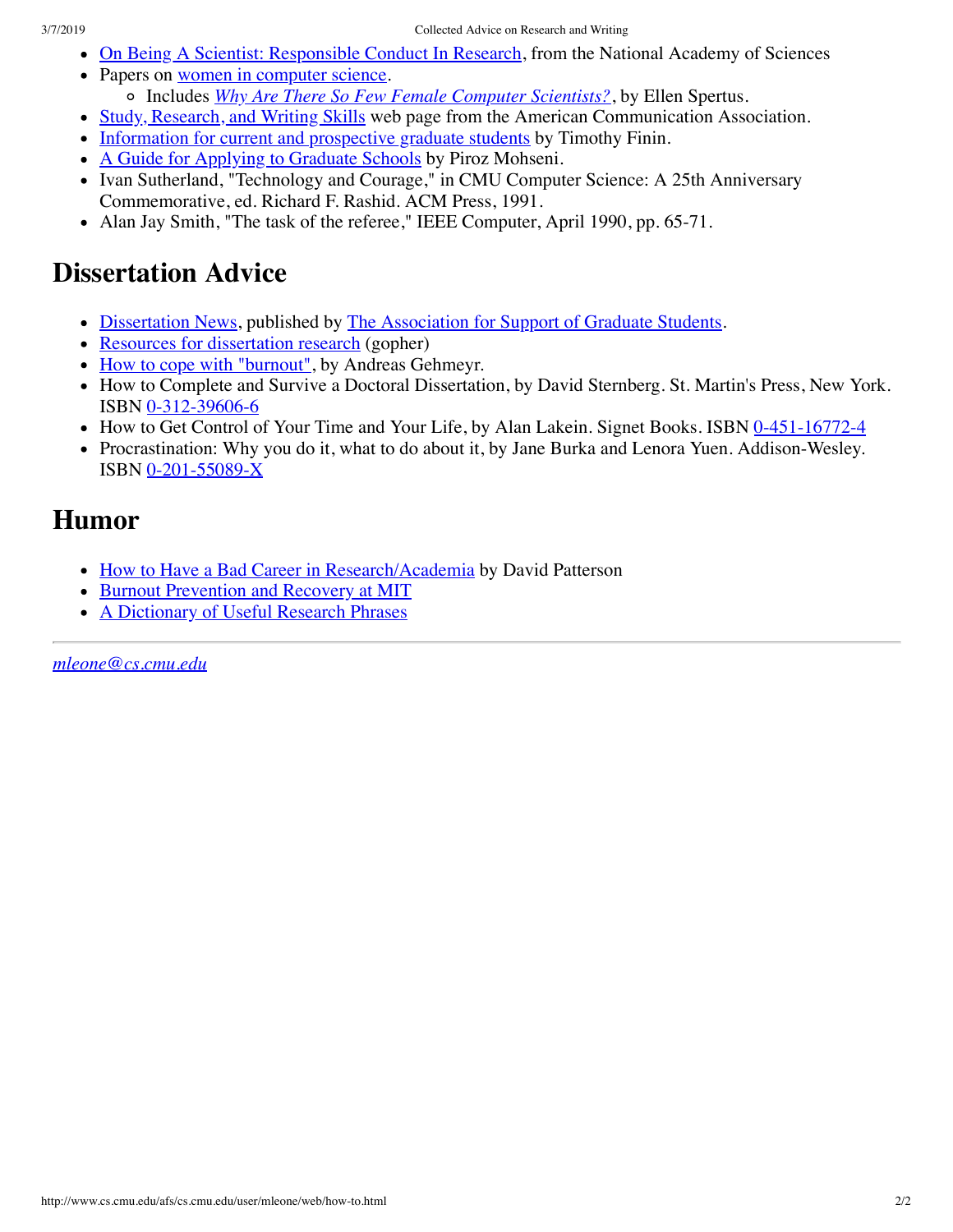- On Being A Scientist: Responsible Conduct In Research, from the National Academy of Sciences
- Papers on women in computer science.
    - Includes *Why Are There So Few Female Computer Scientists?*, by Ellen Spertus.
- Study, Research, and Writing Skills web page from the American Communication Association.
- Information for current and prospective graduate students by Timothy Finin.
- A Guide for Applying to Graduate Schools by Piroz Mohseni.
- Ivan Sutherland, "Technology and Courage," in CMU Computer Science: A 25th Anniversary Commemorative, ed. Richard F. Rashid. ACM Press, 1991.
- Alan Jay Smith, "The task of the referee," IEEE Computer, April 1990, pp. 65-71.

## Dissertation Advice

- Dissertation News, published by The Association for Support of Graduate Students.
- Resources for dissertation research (gopher)
- How to cope with "burnout", by Andreas Gehmeyr.
- How to Complete and Survive a Doctoral Dissertation, by David Sternberg. St. Martin's Press, New York. ISBN 0-312-39606-6
- How to Get Control of Your Time and Your Life, by Alan Lakein. Signet Books. ISBN 0-451-16772-4
- Procrastination: Why you do it, what to do about it, by Jane Burka and Lenora Yuen. Addison-Wesley. ISBN 0-201-55089-X

## Humor

- How to Have a Bad Career in Research/Academia by David Patterson
- Burnout Prevention and Recovery at MIT
- A Dictionary of Useful Research Phrases

---

*mleone@cs.cmu.edu*